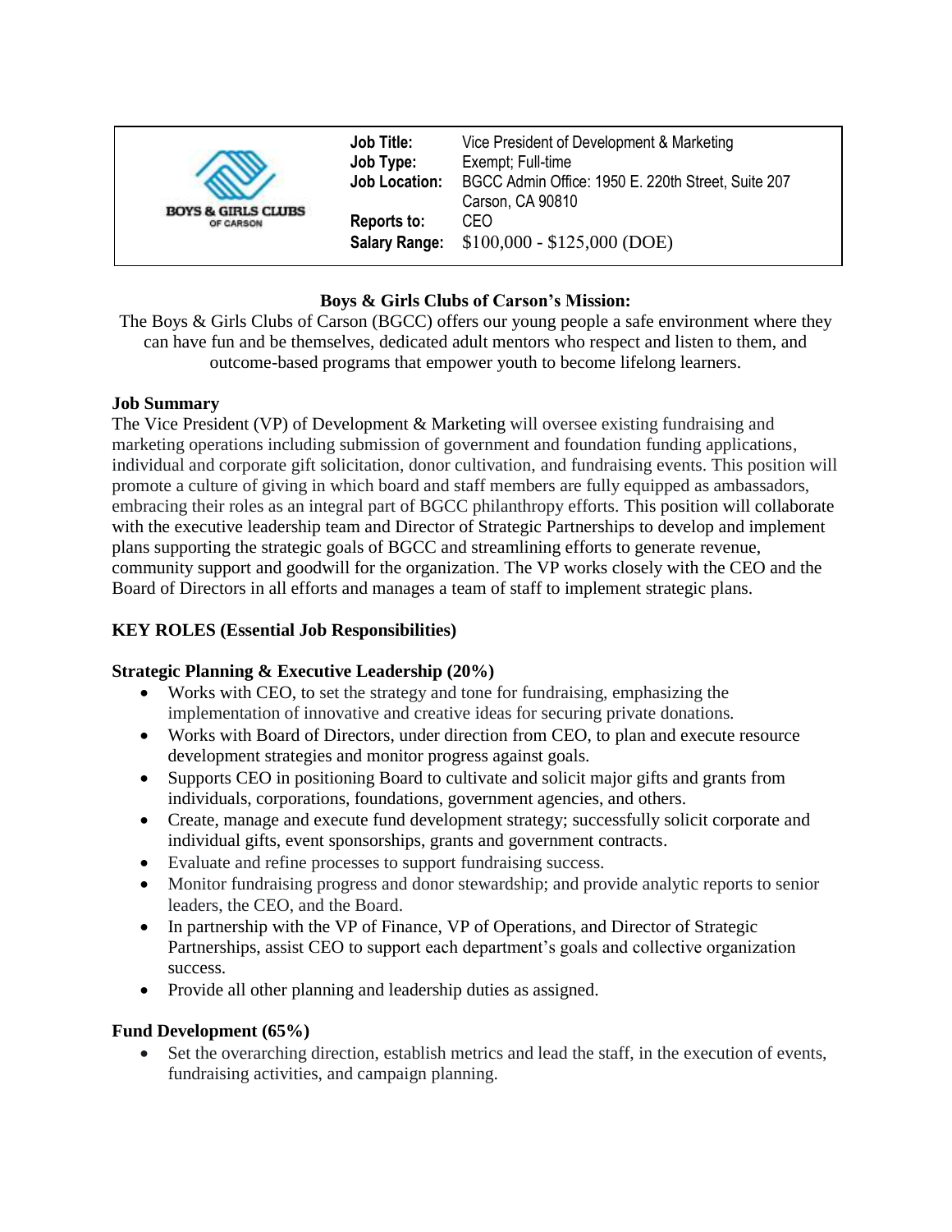BOYS & GIRLS CLUBS OF CARSON

| | |
|---|---|
| **Job Title:** | Vice President of Development & Marketing |
| **Job Type:** | Exempt; Full-time |
| **Job Location:** | BGCC Admin Office: 1950 E. 220th Street, Suite 207 Carson, CA 90810 |
| **Reports to:** | CEO |
| **Salary Range:** | $100,000 - $125,000 (DOE) |

**Boys & Girls Clubs of Carson's Mission:**

The Boys & Girls Clubs of Carson (BGCC) offers our young people a safe environment where they can have fun and be themselves, dedicated adult mentors who respect and listen to them, and outcome-based programs that empower youth to become lifelong learners.

**Job Summary**

The Vice President (VP) of Development & Marketing will oversee existing fundraising and marketing operations including submission of government and foundation funding applications, individual and corporate gift solicitation, donor cultivation, and fundraising events. This position will promote a culture of giving in which board and staff members are fully equipped as ambassadors, embracing their roles as an integral part of BGCC philanthropy efforts. This position will collaborate with the executive leadership team and Director of Strategic Partnerships to develop and implement plans supporting the strategic goals of BGCC and streamlining efforts to generate revenue, community support and goodwill for the organization. The VP works closely with the CEO and the Board of Directors in all efforts and manages a team of staff to implement strategic plans.

**KEY ROLES (Essential Job Responsibilities)**

**Strategic Planning & Executive Leadership (20%)**

- Works with CEO, to set the strategy and tone for fundraising, emphasizing the implementation of innovative and creative ideas for securing private donations.
- Works with Board of Directors, under direction from CEO, to plan and execute resource development strategies and monitor progress against goals.
- Supports CEO in positioning Board to cultivate and solicit major gifts and grants from individuals, corporations, foundations, government agencies, and others.
- Create, manage and execute fund development strategy; successfully solicit corporate and individual gifts, event sponsorships, grants and government contracts.
- Evaluate and refine processes to support fundraising success.
- Monitor fundraising progress and donor stewardship; and provide analytic reports to senior leaders, the CEO, and the Board.
- In partnership with the VP of Finance, VP of Operations, and Director of Strategic Partnerships, assist CEO to support each department's goals and collective organization success.
- Provide all other planning and leadership duties as assigned.

**Fund Development (65%)**

- Set the overarching direction, establish metrics and lead the staff, in the execution of events, fundraising activities, and campaign planning.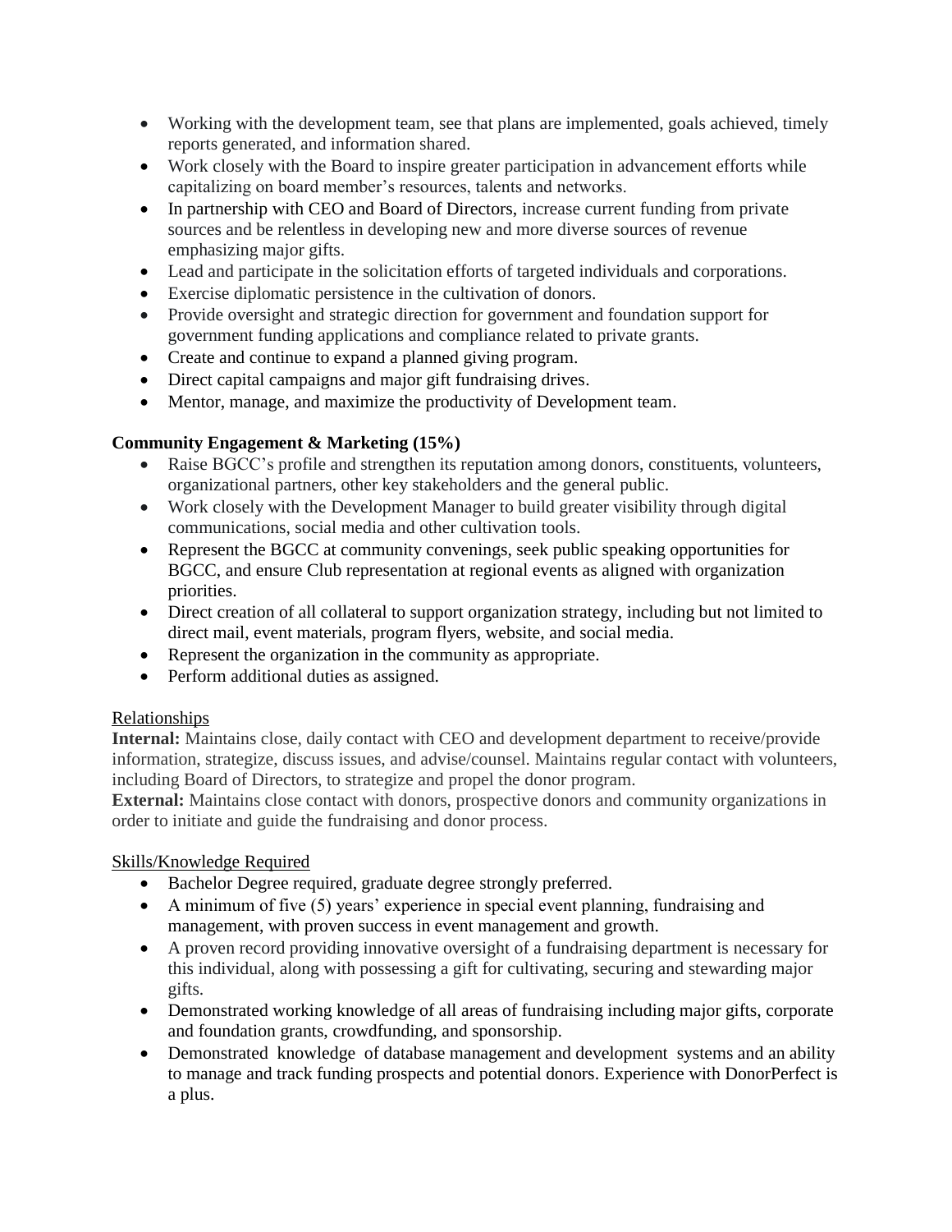- Working with the development team, see that plans are implemented, goals achieved, timely reports generated, and information shared.
- Work closely with the Board to inspire greater participation in advancement efforts while capitalizing on board member's resources, talents and networks.
- In partnership with CEO and Board of Directors, increase current funding from private sources and be relentless in developing new and more diverse sources of revenue emphasizing major gifts.
- Lead and participate in the solicitation efforts of targeted individuals and corporations.
- Exercise diplomatic persistence in the cultivation of donors.
- Provide oversight and strategic direction for government and foundation support for government funding applications and compliance related to private grants.
- Create and continue to expand a planned giving program.
- Direct capital campaigns and major gift fundraising drives.
- Mentor, manage, and maximize the productivity of Development team.

**Community Engagement & Marketing (15%)**

- Raise BGCC's profile and strengthen its reputation among donors, constituents, volunteers, organizational partners, other key stakeholders and the general public.
- Work closely with the Development Manager to build greater visibility through digital communications, social media and other cultivation tools.
- Represent the BGCC at community convenings, seek public speaking opportunities for BGCC, and ensure Club representation at regional events as aligned with organization priorities.
- Direct creation of all collateral to support organization strategy, including but not limited to direct mail, event materials, program flyers, website, and social media.
- Represent the organization in the community as appropriate.
- Perform additional duties as assigned.

Relationships

**Internal:** Maintains close, daily contact with CEO and development department to receive/provide information, strategize, discuss issues, and advise/counsel. Maintains regular contact with volunteers, including Board of Directors, to strategize and propel the donor program.

**External:** Maintains close contact with donors, prospective donors and community organizations in order to initiate and guide the fundraising and donor process.

Skills/Knowledge Required

- Bachelor Degree required, graduate degree strongly preferred.
- A minimum of five (5) years' experience in special event planning, fundraising and management, with proven success in event management and growth.
- A proven record providing innovative oversight of a fundraising department is necessary for this individual, along with possessing a gift for cultivating, securing and stewarding major gifts.
- Demonstrated working knowledge of all areas of fundraising including major gifts, corporate and foundation grants, crowdfunding, and sponsorship.
- Demonstrated knowledge of database management and development systems and an ability to manage and track funding prospects and potential donors. Experience with DonorPerfect is a plus.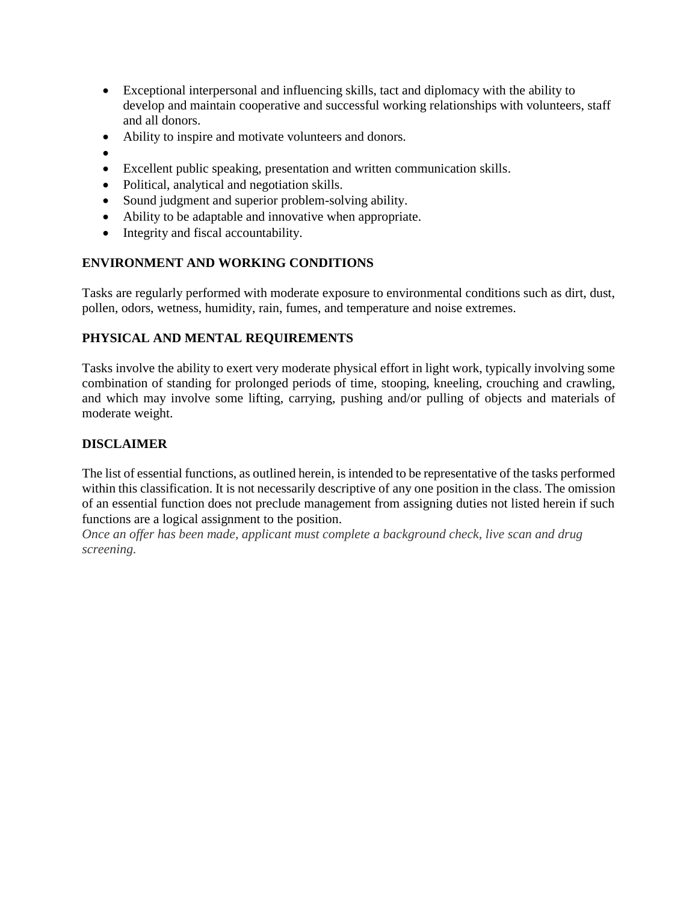- Exceptional interpersonal and influencing skills, tact and diplomacy with the ability to develop and maintain cooperative and successful working relationships with volunteers, staff and all donors.
- Ability to inspire and motivate volunteers and donors.
- 
- Excellent public speaking, presentation and written communication skills.
- Political, analytical and negotiation skills.
- Sound judgment and superior problem-solving ability.
- Ability to be adaptable and innovative when appropriate.
- Integrity and fiscal accountability.

**ENVIRONMENT AND WORKING CONDITIONS**

Tasks are regularly performed with moderate exposure to environmental conditions such as dirt, dust, pollen, odors, wetness, humidity, rain, fumes, and temperature and noise extremes.

**PHYSICAL AND MENTAL REQUIREMENTS**

Tasks involve the ability to exert very moderate physical effort in light work, typically involving some combination of standing for prolonged periods of time, stooping, kneeling, crouching and crawling, and which may involve some lifting, carrying, pushing and/or pulling of objects and materials of moderate weight.

**DISCLAIMER**

The list of essential functions, as outlined herein, is intended to be representative of the tasks performed within this classification. It is not necessarily descriptive of any one position in the class. The omission of an essential function does not preclude management from assigning duties not listed herein if such functions are a logical assignment to the position.

*Once an offer has been made, applicant must complete a background check, live scan and drug screening.*